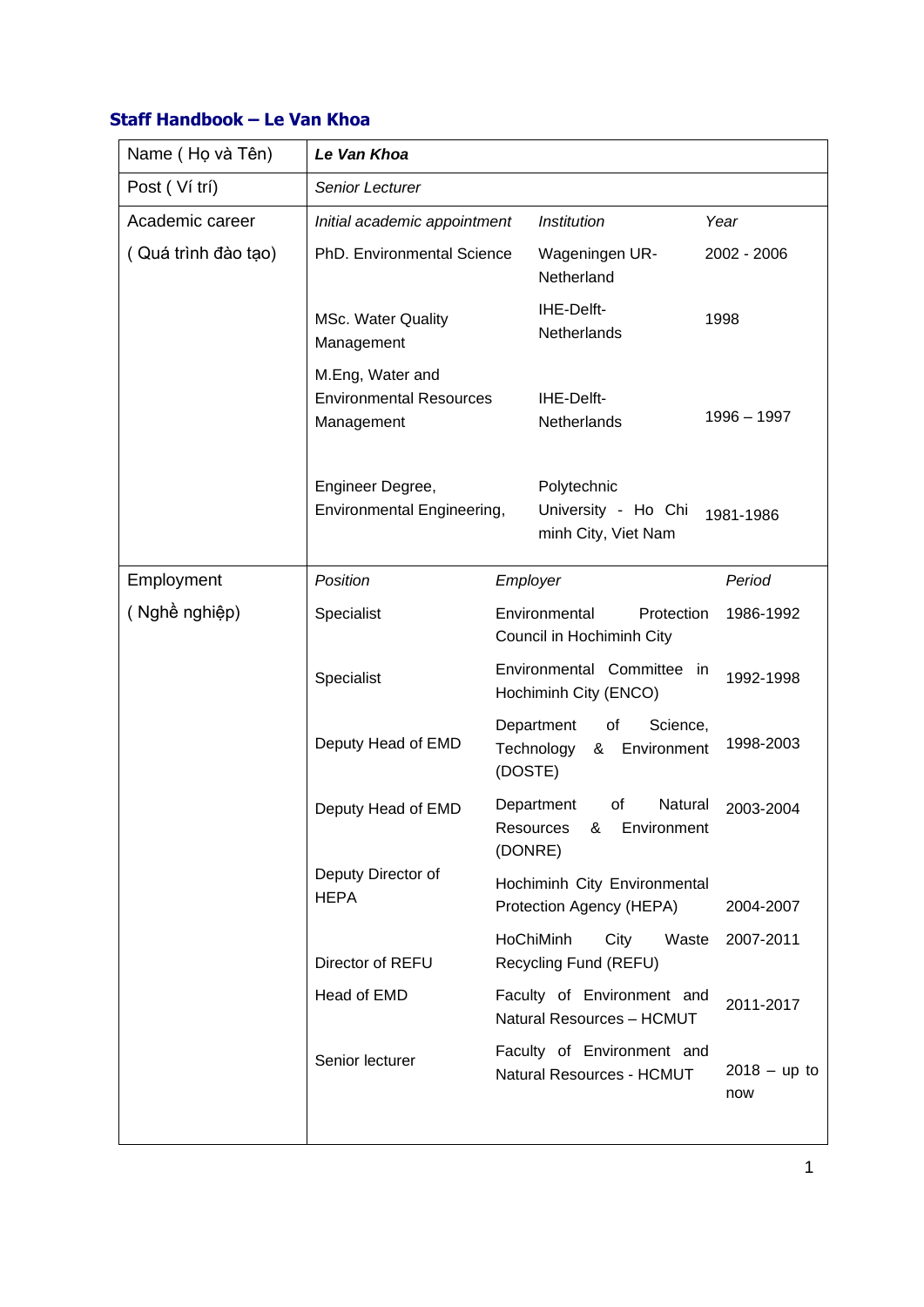## Staff Handbook – Le Van Khoa

| Name ( Họ và Tên) | ***Le Van Khoa*** | | |
|---|---|---|---|
| Post ( Ví trí) | *Senior Lecturer* | | |
| Academic career ( Quá trình đào tạo) | *Initial academic appointment* | *Institution* | *Year* |
| | PhD. Environmental Science | Wageningen UR-Netherland | 2002 - 2006 |
| | MSc. Water Quality Management | IHE-Delft-Netherlands | 1998 |
| | M.Eng, Water and Environmental Resources Management | IHE-Delft-Netherlands | 1996 – 1997 |
| | Engineer Degree, Environmental Engineering, | Polytechnic University - Ho Chi minh City, Viet Nam | 1981-1986 |
| Employment ( Nghề nghiệp) | *Position* | *Employer* | *Period* |
| | Specialist | Environmental Protection Council in Hochiminh City | 1986-1992 |
| | Specialist | Environmental Committee in Hochiminh City (ENCO) | 1992-1998 |
| | Deputy Head of EMD | Department of Science, Technology & Environment (DOSTE) | 1998-2003 |
| | Deputy Head of EMD | Department of Natural Resources & Environment (DONRE) | 2003-2004 |
| | Deputy Director of HEPA | Hochiminh City Environmental Protection Agency (HEPA) | 2004-2007 |
| | Director of REFU | HoChiMinh City Waste Recycling Fund (REFU) | 2007-2011 |
| | Head of EMD | Faculty of Environment and Natural Resources – HCMUT | 2011-2017 |
| | Senior lecturer | Faculty of Environment and Natural Resources - HCMUT | 2018 – up to now |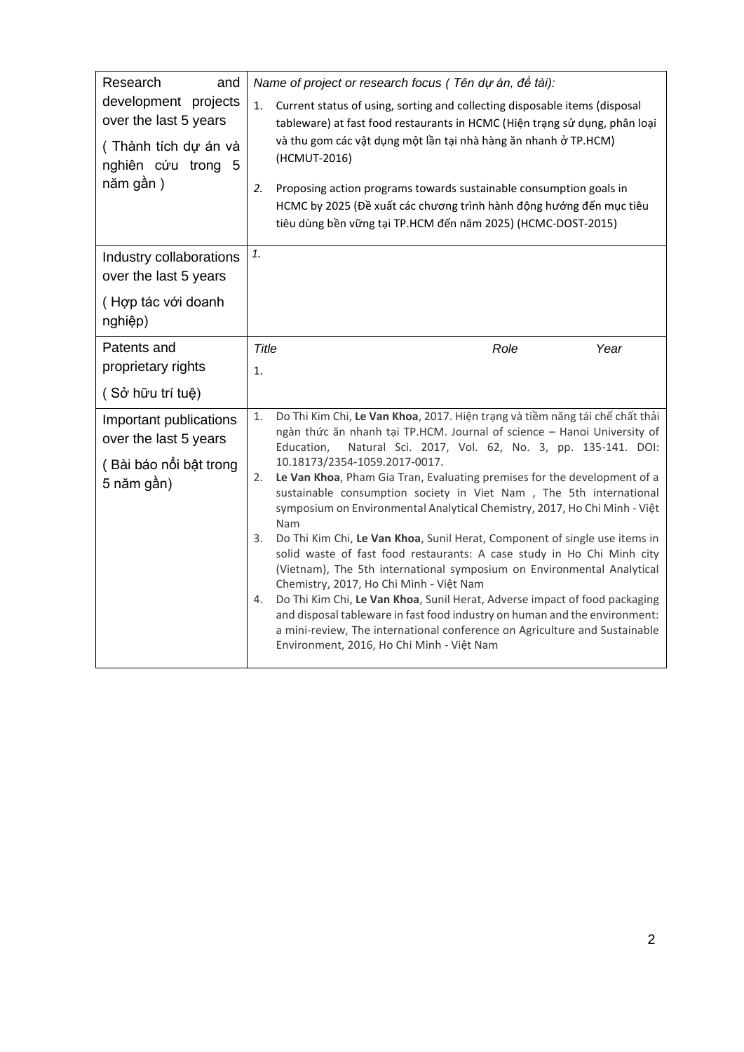| Research and development projects over the last 5 years<br><br>( Thành tích dự án và nghiên cứu trong 5 năm gần ) | *Name of project or research focus ( Tên dự án, đề tài):*<br>1. Current status of using, sorting and collecting disposable items (disposal tableware) at fast food restaurants in HCMC (Hiện trạng sử dụng, phân loại và thu gom các vật dụng một lần tại nhà hàng ăn nhanh ở TP.HCM) (HCMUT-2016)<br>2. Proposing action programs towards sustainable consumption goals in HCMC by 2025 (Đề xuất các chương trình hành động hướng đến mục tiêu tiêu dùng bền vững tại TP.HCM đến năm 2025) (HCMC-DOST-2015) |
|---|---|
| Industry collaborations over the last 5 years<br><br>( Hợp tác với doanh nghiệp) | *1.* |
| Patents and proprietary rights<br><br>( Sở hữu trí tuệ) | *Title* *Role* *Year*<br>1. |
| Important publications over the last 5 years<br><br>( Bài báo nổi bật trong 5 năm gần) | 1. Do Thi Kim Chi, **Le Van Khoa**, 2017. Hiện trạng và tiềm năng tái chế chất thải ngàn thức ăn nhanh tại TP.HCM. Journal of science – Hanoi University of Education, Natural Sci. 2017, Vol. 62, No. 3, pp. 135-141. DOI: 10.18173/2354-1059.2017-0017.<br>2. **Le Van Khoa**, Pham Gia Tran, Evaluating premises for the development of a sustainable consumption society in Viet Nam , The 5th international symposium on Environmental Analytical Chemistry, 2017, Ho Chi Minh - Việt Nam<br>3. Do Thi Kim Chi, **Le Van Khoa**, Sunil Herat, Component of single use items in solid waste of fast food restaurants: A case study in Ho Chi Minh city (Vietnam), The 5th international symposium on Environmental Analytical Chemistry, 2017, Ho Chi Minh - Việt Nam<br>4. Do Thi Kim Chi, **Le Van Khoa**, Sunil Herat, Adverse impact of food packaging and disposal tableware in fast food industry on human and the environment: a mini-review, The international conference on Agriculture and Sustainable Environment, 2016, Ho Chi Minh - Việt Nam |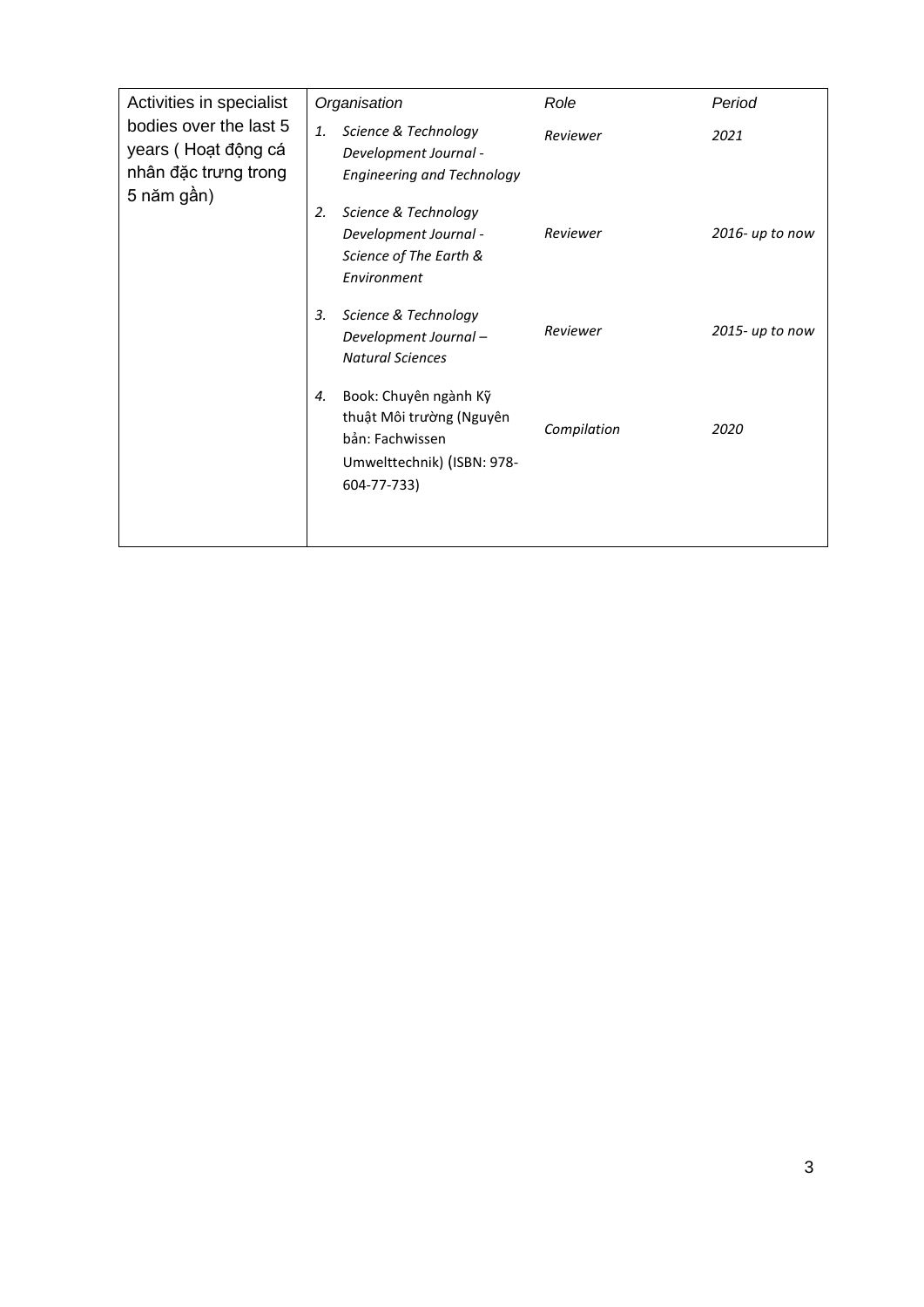| | | | |
|---|---|---|---|
| Activities in specialist bodies over the last 5 years ( Hoạt động cá nhân đặc trưng trong 5 năm gần) | *Organisation* | *Role* | *Period* |
| | *1. Science & Technology Development Journal - Engineering and Technology* | *Reviewer* | *2021* |
| | *2. Science & Technology Development Journal - Science of The Earth & Environment* | *Reviewer* | *2016- up to now* |
| | *3. Science & Technology Development Journal – Natural Sciences* | *Reviewer* | *2015- up to now* |
| | *4.* Book: Chuyên ngành Kỹ thuật Môi trường (Nguyên bản: Fachwissen Umwelttechnik) (ISBN: 978-604-77-733) | *Compilation* | *2020* |